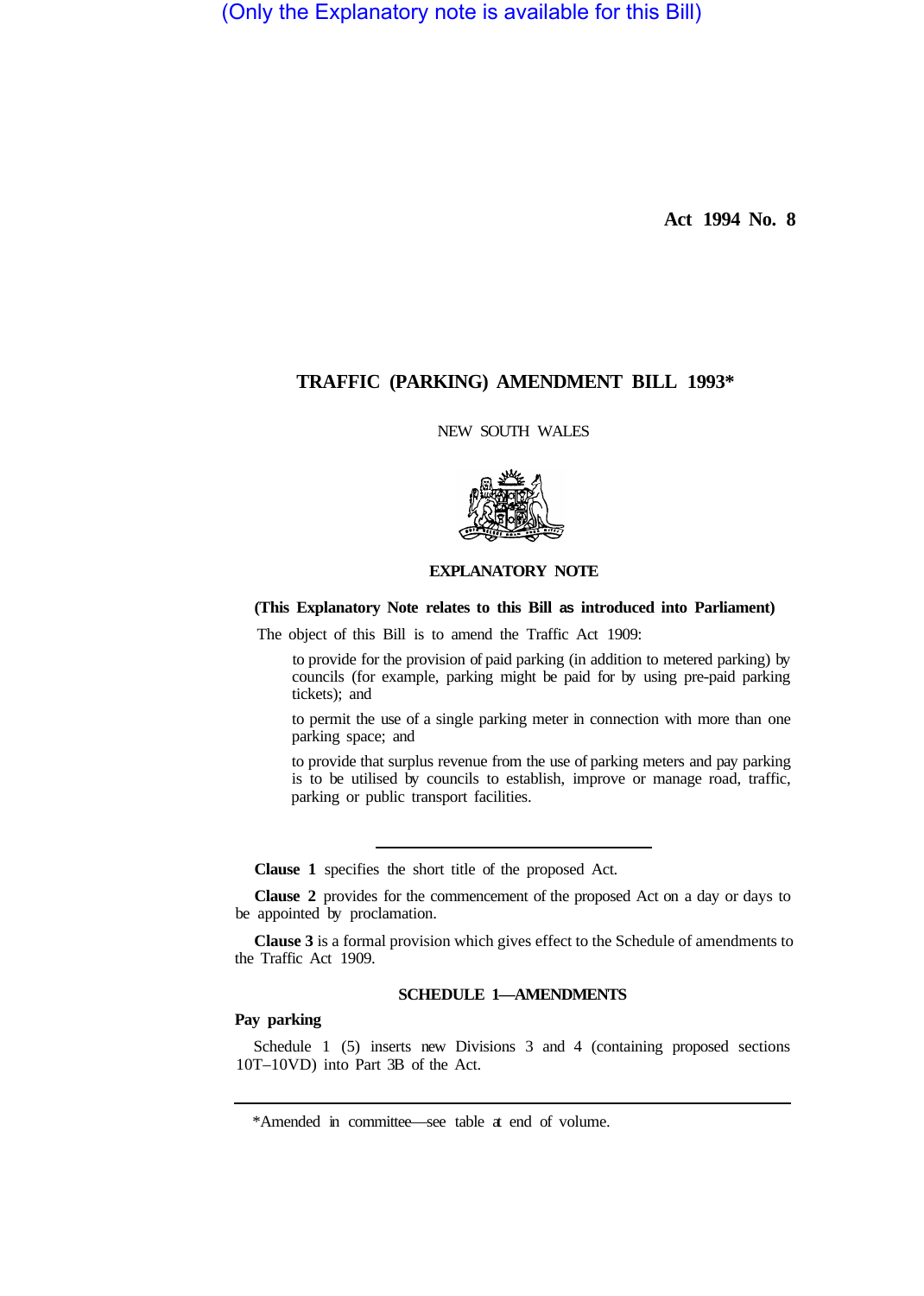(Only the Explanatory note is available for this Bill)

**Act 1994 No. 8**

# TRAFFIC (PARKING) AMENDMENT BILL 1993*

NEW SOUTH WALES

## EXPLANATORY NOTE

**(This Explanatory Note relates to this Bill as introduced into Parliament)**

The object of this Bill is to amend the Traffic Act 1909:

to provide for the provision of paid parking (in addition to metered parking) by councils (for example, parking might be paid for by using pre-paid parking tickets); and

to permit the use of a single parking meter in connection with more than one parking space; and

to provide that surplus revenue from the use of parking meters and pay parking is to be utilised by councils to establish, improve or manage road, traffic, parking or public transport facilities.

---

**Clause 1** specifies the short title of the proposed Act.

**Clause 2** provides for the commencement of the proposed Act on a day or days to be appointed by proclamation.

**Clause 3** is a formal provision which gives effect to the Schedule of amendments to the Traffic Act 1909.

### SCHEDULE 1—AMENDMENTS

**Pay parking**

Schedule 1 (5) inserts new Divisions 3 and 4 (containing proposed sections 10T–10VD) into Part 3B of the Act.

---

*Amended in committee—see table at end of volume.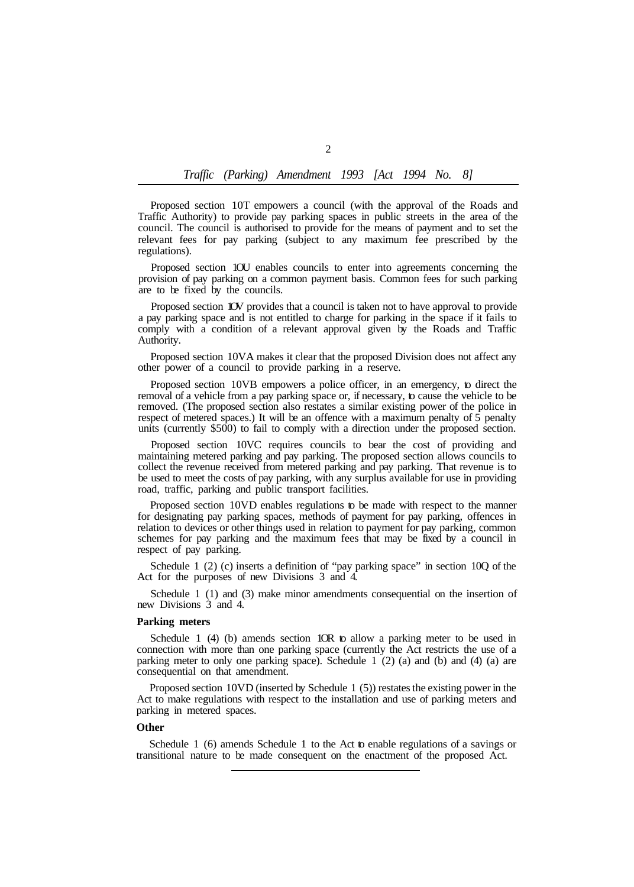Proposed section 10T empowers a council (with the approval of the Roads and Traffic Authority) to provide pay parking spaces in public streets in the area of the council. The council is authorised to provide for the means of payment and to set the relevant fees for pay parking (subject to any maximum fee prescribed by the regulations).

Proposed section 10U enables councils to enter into agreements concerning the provision of pay parking on a common payment basis. Common fees for such parking are to be fixed by the councils.

Proposed section 10V provides that a council is taken not to have approval to provide a pay parking space and is not entitled to charge for parking in the space if it fails to comply with a condition of a relevant approval given by the Roads and Traffic Authority.

Proposed section 10VA makes it clear that the proposed Division does not affect any other power of a council to provide parking in a reserve.

Proposed section 10VB empowers a police officer, in an emergency, to direct the removal of a vehicle from a pay parking space or, if necessary, to cause the vehicle to be removed. (The proposed section also restates a similar existing power of the police in respect of metered spaces.) It will be an offence with a maximum penalty of 5 penalty units (currently $500) to fail to comply with a direction under the proposed section.

Proposed section 10VC requires councils to bear the cost of providing and maintaining metered parking and pay parking. The proposed section allows councils to collect the revenue received from metered parking and pay parking. That revenue is to be used to meet the costs of pay parking, with any surplus available for use in providing road, traffic, parking and public transport facilities.

Proposed section 10VD enables regulations to be made with respect to the manner for designating pay parking spaces, methods of payment for pay parking, offences in relation to devices or other things used in relation to payment for pay parking, common schemes for pay parking and the maximum fees that may be fixed by a council in respect of pay parking.

Schedule 1 (2) (c) inserts a definition of "pay parking space" in section 10Q of the Act for the purposes of new Divisions 3 and 4.

Schedule 1 (1) and (3) make minor amendments consequential on the insertion of new Divisions 3 and 4.

**Parking meters**

Schedule 1 (4) (b) amends section 10R to allow a parking meter to be used in connection with more than one parking space (currently the Act restricts the use of a parking meter to only one parking space). Schedule 1 (2) (a) and (b) and (4) (a) are consequential on that amendment.

Proposed section 10VD (inserted by Schedule 1 (5)) restates the existing power in the Act to make regulations with respect to the installation and use of parking meters and parking in metered spaces.

**Other**

Schedule 1 (6) amends Schedule 1 to the Act to enable regulations of a savings or transitional nature to be made consequent on the enactment of the proposed Act.